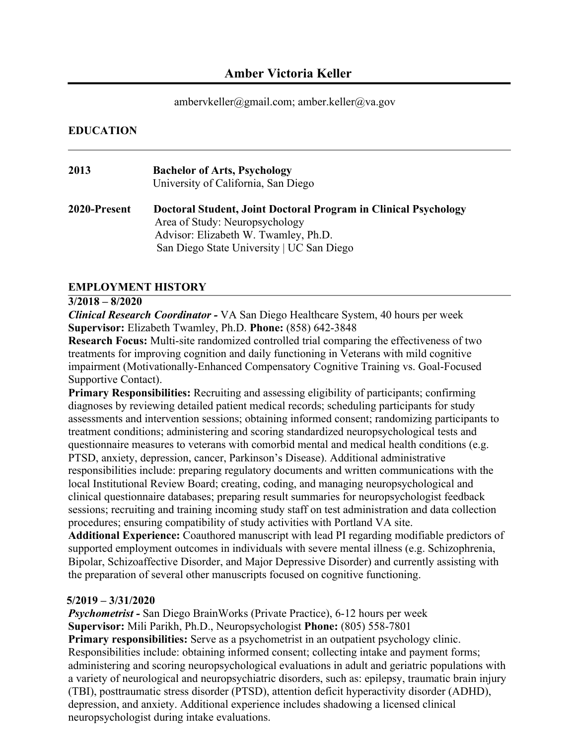# Amber Victoria Keller

ambervkeller@gmail.com; amber.keller@va.gov

## EDUCATION

**2013** **Bachelor of Arts, Psychology**
University of California, San Diego

**2020-Present** **Doctoral Student, Joint Doctoral Program in Clinical Psychology**
Area of Study: Neuropsychology
Advisor: Elizabeth W. Twamley, Ph.D.
San Diego State University | UC San Diego

## EMPLOYMENT HISTORY

**3/2018 – 8/2020**
***Clinical Research Coordinator -*** VA San Diego Healthcare System, 40 hours per week
**Supervisor:** Elizabeth Twamley, Ph.D. **Phone:** (858) 642-3848
**Research Focus:** Multi-site randomized controlled trial comparing the effectiveness of two treatments for improving cognition and daily functioning in Veterans with mild cognitive impairment (Motivationally-Enhanced Compensatory Cognitive Training vs. Goal-Focused Supportive Contact).
**Primary Responsibilities:** Recruiting and assessing eligibility of participants; confirming diagnoses by reviewing detailed patient medical records; scheduling participants for study assessments and intervention sessions; obtaining informed consent; randomizing participants to treatment conditions; administering and scoring standardized neuropsychological tests and questionnaire measures to veterans with comorbid mental and medical health conditions (e.g. PTSD, anxiety, depression, cancer, Parkinson's Disease). Additional administrative responsibilities include: preparing regulatory documents and written communications with the local Institutional Review Board; creating, coding, and managing neuropsychological and clinical questionnaire databases; preparing result summaries for neuropsychologist feedback sessions; recruiting and training incoming study staff on test administration and data collection procedures; ensuring compatibility of study activities with Portland VA site.
**Additional Experience:** Coauthored manuscript with lead PI regarding modifiable predictors of supported employment outcomes in individuals with severe mental illness (e.g. Schizophrenia, Bipolar, Schizoaffective Disorder, and Major Depressive Disorder) and currently assisting with the preparation of several other manuscripts focused on cognitive functioning.

**5/2019 – 3/31/2020**
***Psychometrist -*** San Diego BrainWorks (Private Practice), 6-12 hours per week
**Supervisor:** Mili Parikh, Ph.D., Neuropsychologist **Phone:** (805) 558-7801
**Primary responsibilities:** Serve as a psychometrist in an outpatient psychology clinic. Responsibilities include: obtaining informed consent; collecting intake and payment forms; administering and scoring neuropsychological evaluations in adult and geriatric populations with a variety of neurological and neuropsychiatric disorders, such as: epilepsy, traumatic brain injury (TBI), posttraumatic stress disorder (PTSD), attention deficit hyperactivity disorder (ADHD), depression, and anxiety. Additional experience includes shadowing a licensed clinical neuropsychologist during intake evaluations.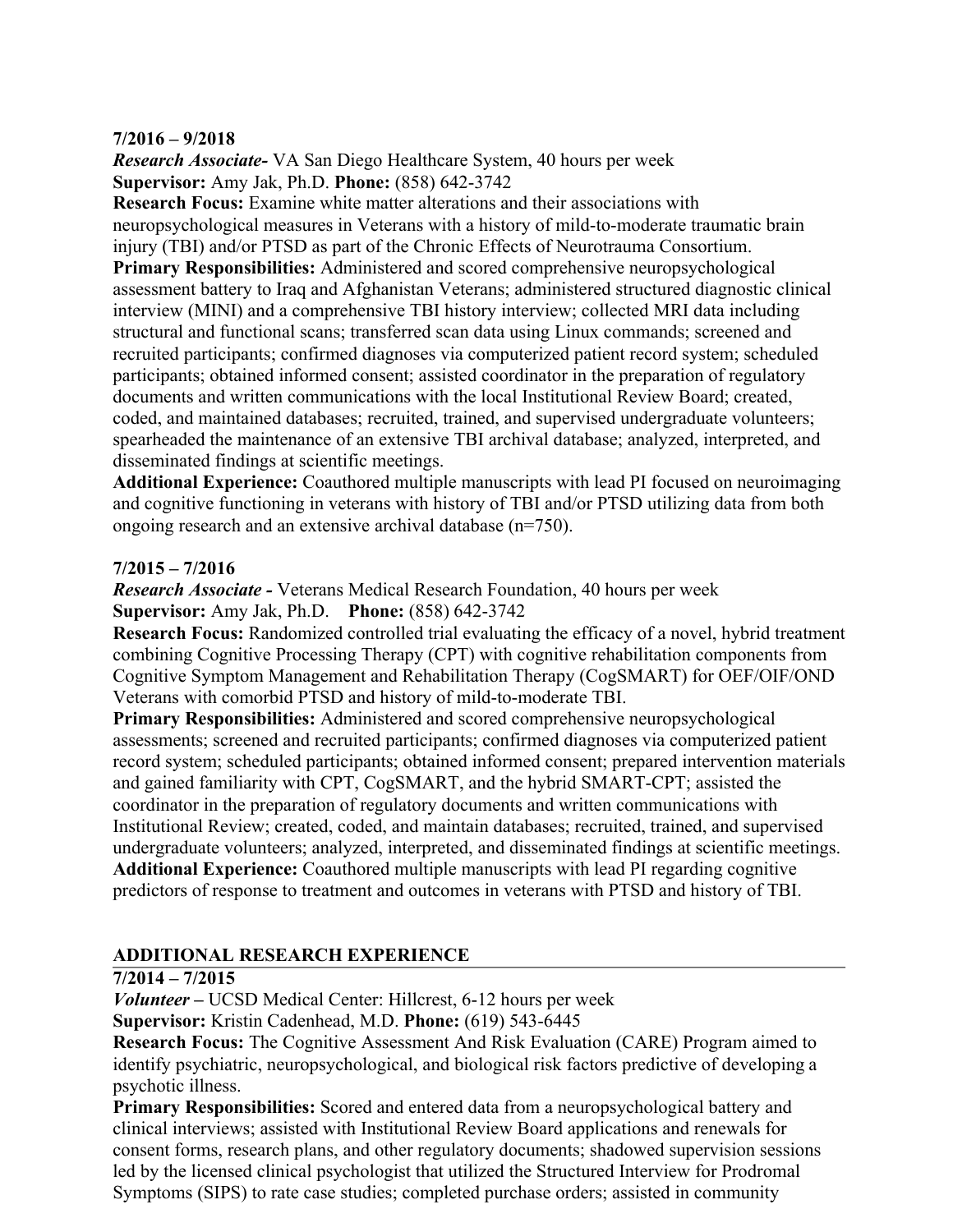**7/2016 – 9/2018**

***Research Associate-*** VA San Diego Healthcare System, 40 hours per week

**Supervisor:** Amy Jak, Ph.D. **Phone:** (858) 642-3742

**Research Focus:** Examine white matter alterations and their associations with neuropsychological measures in Veterans with a history of mild-to-moderate traumatic brain injury (TBI) and/or PTSD as part of the Chronic Effects of Neurotrauma Consortium.

**Primary Responsibilities:** Administered and scored comprehensive neuropsychological assessment battery to Iraq and Afghanistan Veterans; administered structured diagnostic clinical interview (MINI) and a comprehensive TBI history interview; collected MRI data including structural and functional scans; transferred scan data using Linux commands; screened and recruited participants; confirmed diagnoses via computerized patient record system; scheduled participants; obtained informed consent; assisted coordinator in the preparation of regulatory documents and written communications with the local Institutional Review Board; created, coded, and maintained databases; recruited, trained, and supervised undergraduate volunteers; spearheaded the maintenance of an extensive TBI archival database; analyzed, interpreted, and disseminated findings at scientific meetings.

**Additional Experience:** Coauthored multiple manuscripts with lead PI focused on neuroimaging and cognitive functioning in veterans with history of TBI and/or PTSD utilizing data from both ongoing research and an extensive archival database (n=750).

**7/2015 – 7/2016**

***Research Associate -*** Veterans Medical Research Foundation, 40 hours per week

**Supervisor:** Amy Jak, Ph.D. **Phone:** (858) 642-3742

**Research Focus:** Randomized controlled trial evaluating the efficacy of a novel, hybrid treatment combining Cognitive Processing Therapy (CPT) with cognitive rehabilitation components from Cognitive Symptom Management and Rehabilitation Therapy (CogSMART) for OEF/OIF/OND Veterans with comorbid PTSD and history of mild-to-moderate TBI.

**Primary Responsibilities:** Administered and scored comprehensive neuropsychological assessments; screened and recruited participants; confirmed diagnoses via computerized patient record system; scheduled participants; obtained informed consent; prepared intervention materials and gained familiarity with CPT, CogSMART, and the hybrid SMART-CPT; assisted the coordinator in the preparation of regulatory documents and written communications with Institutional Review; created, coded, and maintain databases; recruited, trained, and supervised undergraduate volunteers; analyzed, interpreted, and disseminated findings at scientific meetings.

**Additional Experience:** Coauthored multiple manuscripts with lead PI regarding cognitive predictors of response to treatment and outcomes in veterans with PTSD and history of TBI.

## ADDITIONAL RESEARCH EXPERIENCE

**7/2014 – 7/2015**

***Volunteer –*** UCSD Medical Center: Hillcrest, 6-12 hours per week

**Supervisor:** Kristin Cadenhead, M.D. **Phone:** (619) 543-6445

**Research Focus:** The Cognitive Assessment And Risk Evaluation (CARE) Program aimed to identify psychiatric, neuropsychological, and biological risk factors predictive of developing a psychotic illness.

**Primary Responsibilities:** Scored and entered data from a neuropsychological battery and clinical interviews; assisted with Institutional Review Board applications and renewals for consent forms, research plans, and other regulatory documents; shadowed supervision sessions led by the licensed clinical psychologist that utilized the Structured Interview for Prodromal Symptoms (SIPS) to rate case studies; completed purchase orders; assisted in community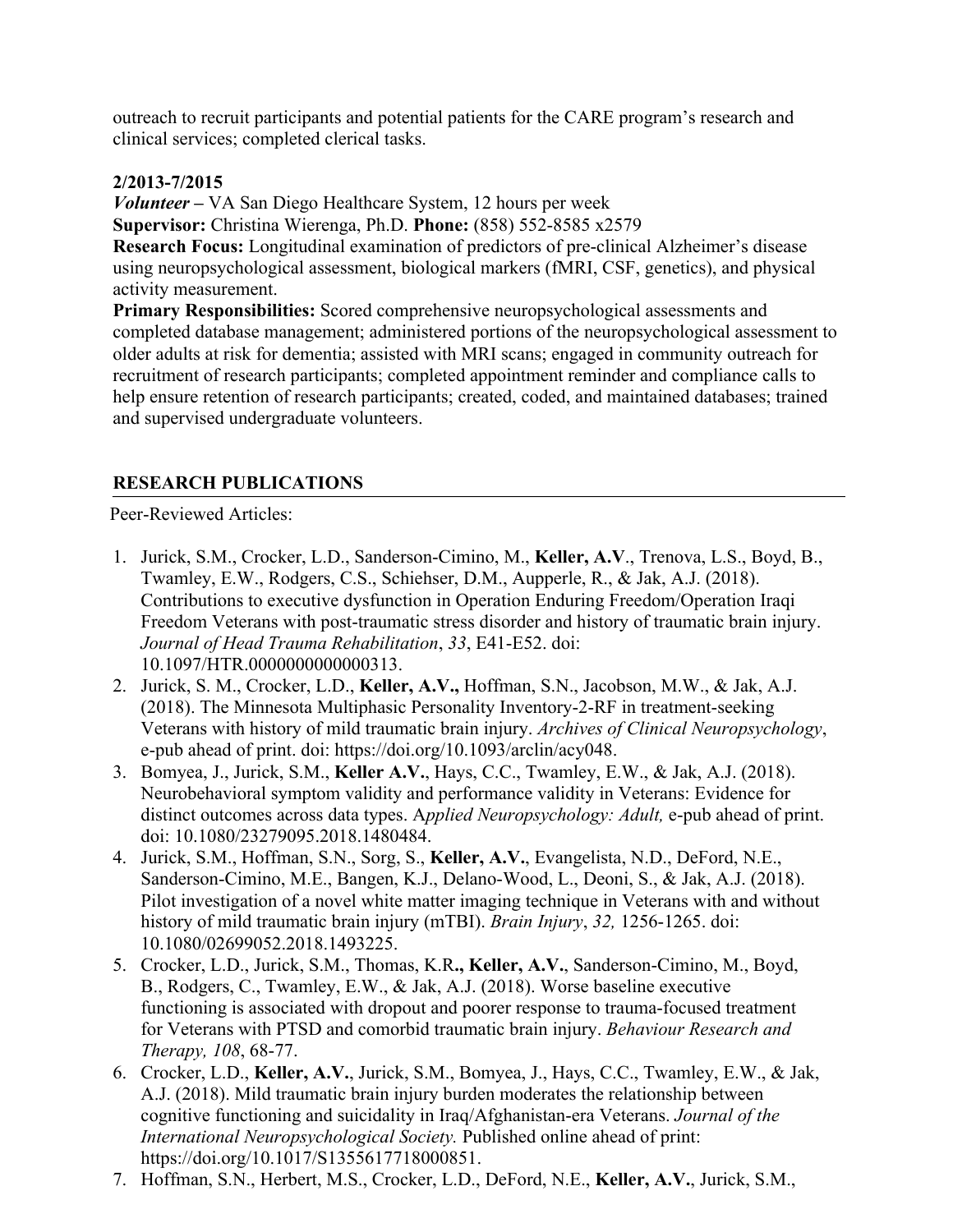outreach to recruit participants and potential patients for the CARE program's research and clinical services; completed clerical tasks.

**2/2013-7/2015**

***Volunteer –*** VA San Diego Healthcare System, 12 hours per week

**Supervisor:** Christina Wierenga, Ph.D. **Phone:** (858) 552-8585 x2579

**Research Focus:** Longitudinal examination of predictors of pre-clinical Alzheimer's disease using neuropsychological assessment, biological markers (fMRI, CSF, genetics), and physical activity measurement.

**Primary Responsibilities:** Scored comprehensive neuropsychological assessments and completed database management; administered portions of the neuropsychological assessment to older adults at risk for dementia; assisted with MRI scans; engaged in community outreach for recruitment of research participants; completed appointment reminder and compliance calls to help ensure retention of research participants; created, coded, and maintained databases; trained and supervised undergraduate volunteers.

## RESEARCH PUBLICATIONS

Peer-Reviewed Articles:

1. Jurick, S.M., Crocker, L.D., Sanderson-Cimino, M., **Keller, A.V**., Trenova, L.S., Boyd, B., Twamley, E.W., Rodgers, C.S., Schiehser, D.M., Aupperle, R., & Jak, A.J. (2018). Contributions to executive dysfunction in Operation Enduring Freedom/Operation Iraqi Freedom Veterans with post-traumatic stress disorder and history of traumatic brain injury. *Journal of Head Trauma Rehabilitation*, *33*, E41-E52. doi: 10.1097/HTR.0000000000000313.
2. Jurick, S. M., Crocker, L.D., **Keller, A.V.,** Hoffman, S.N., Jacobson, M.W., & Jak, A.J. (2018). The Minnesota Multiphasic Personality Inventory-2-RF in treatment-seeking Veterans with history of mild traumatic brain injury. *Archives of Clinical Neuropsychology*, e-pub ahead of print. doi: https://doi.org/10.1093/arclin/acy048.
3. Bomyea, J., Jurick, S.M., **Keller A.V.**, Hays, C.C., Twamley, E.W., & Jak, A.J. (2018). Neurobehavioral symptom validity and performance validity in Veterans: Evidence for distinct outcomes across data types. A*pplied Neuropsychology: Adult,* e-pub ahead of print. doi: 10.1080/23279095.2018.1480484.
4. Jurick, S.M., Hoffman, S.N., Sorg, S., **Keller, A.V.**, Evangelista, N.D., DeFord, N.E., Sanderson-Cimino, M.E., Bangen, K.J., Delano-Wood, L., Deoni, S., & Jak, A.J. (2018). Pilot investigation of a novel white matter imaging technique in Veterans with and without history of mild traumatic brain injury (mTBI). *Brain Injury*, *32,* 1256-1265. doi: 10.1080/02699052.2018.1493225.
5. Crocker, L.D., Jurick, S.M., Thomas, K.R**., Keller, A.V.**, Sanderson-Cimino, M., Boyd, B., Rodgers, C., Twamley, E.W., & Jak, A.J. (2018). Worse baseline executive functioning is associated with dropout and poorer response to trauma-focused treatment for Veterans with PTSD and comorbid traumatic brain injury. *Behaviour Research and Therapy, 108*, 68-77.
6. Crocker, L.D., **Keller, A.V.**, Jurick, S.M., Bomyea, J., Hays, C.C., Twamley, E.W., & Jak, A.J. (2018). Mild traumatic brain injury burden moderates the relationship between cognitive functioning and suicidality in Iraq/Afghanistan-era Veterans. *Journal of the International Neuropsychological Society.* Published online ahead of print: https://doi.org/10.1017/S1355617718000851.
7. Hoffman, S.N., Herbert, M.S., Crocker, L.D., DeFord, N.E., **Keller, A.V.**, Jurick, S.M.,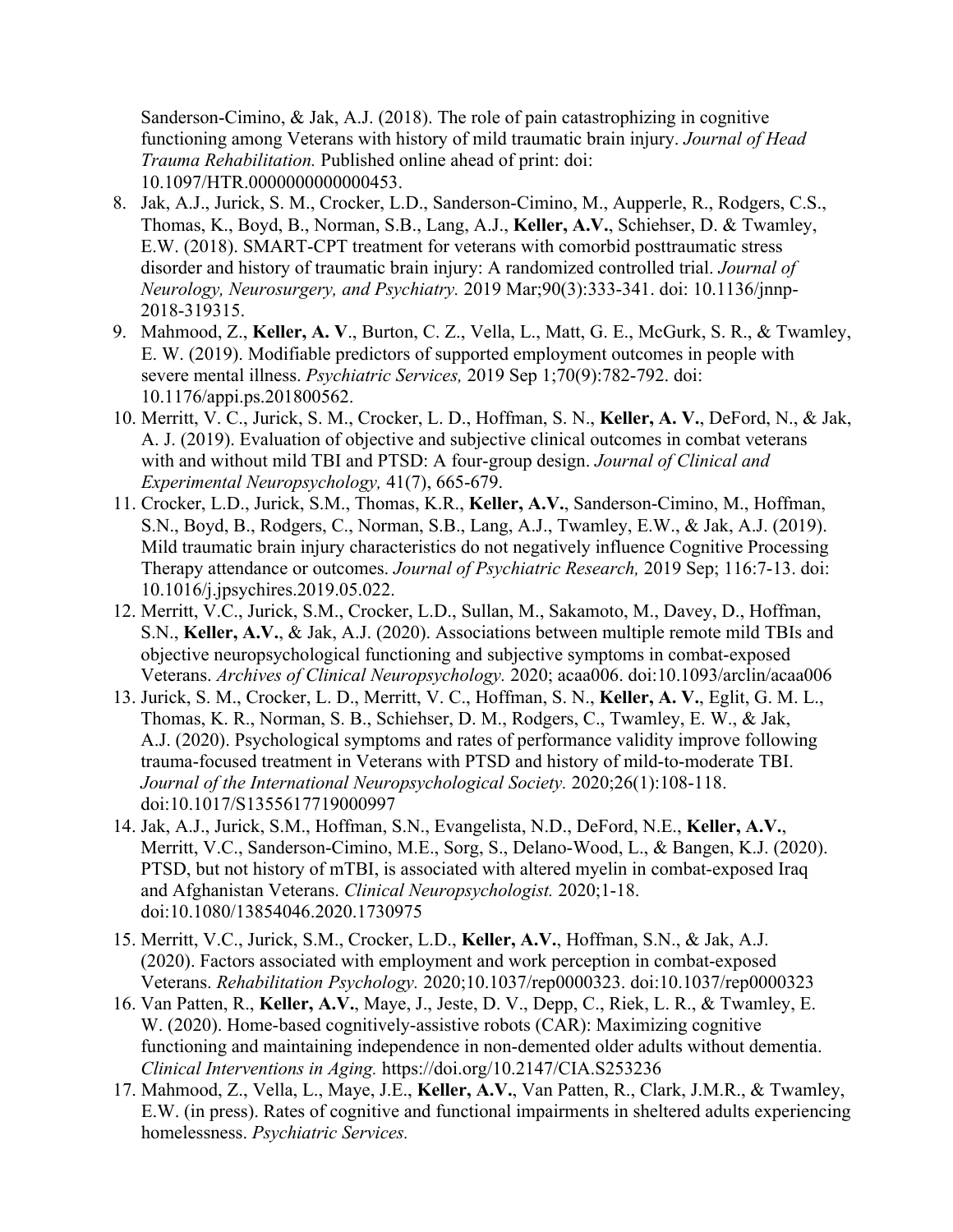Sanderson-Cimino, & Jak, A.J. (2018). The role of pain catastrophizing in cognitive functioning among Veterans with history of mild traumatic brain injury. *Journal of Head Trauma Rehabilitation.* Published online ahead of print: doi: 10.1097/HTR.0000000000000453.

8. Jak, A.J., Jurick, S. M., Crocker, L.D., Sanderson-Cimino, M., Aupperle, R., Rodgers, C.S., Thomas, K., Boyd, B., Norman, S.B., Lang, A.J., **Keller, A.V.**, Schiehser, D. & Twamley, E.W. (2018). SMART-CPT treatment for veterans with comorbid posttraumatic stress disorder and history of traumatic brain injury: A randomized controlled trial. *Journal of Neurology, Neurosurgery, and Psychiatry.* 2019 Mar;90(3):333-341. doi: 10.1136/jnnp-2018-319315.
9. Mahmood, Z., **Keller, A. V**., Burton, C. Z., Vella, L., Matt, G. E., McGurk, S. R., & Twamley, E. W. (2019). Modifiable predictors of supported employment outcomes in people with severe mental illness. *Psychiatric Services,* 2019 Sep 1;70(9):782-792. doi: 10.1176/appi.ps.201800562.
10. Merritt, V. C., Jurick, S. M., Crocker, L. D., Hoffman, S. N., **Keller, A. V.**, DeFord, N., & Jak, A. J. (2019). Evaluation of objective and subjective clinical outcomes in combat veterans with and without mild TBI and PTSD: A four-group design. *Journal of Clinical and Experimental Neuropsychology,* 41(7), 665-679.
11. Crocker, L.D., Jurick, S.M., Thomas, K.R., **Keller, A.V.**, Sanderson-Cimino, M., Hoffman, S.N., Boyd, B., Rodgers, C., Norman, S.B., Lang, A.J., Twamley, E.W., & Jak, A.J. (2019). Mild traumatic brain injury characteristics do not negatively influence Cognitive Processing Therapy attendance or outcomes. *Journal of Psychiatric Research,* 2019 Sep; 116:7-13. doi: 10.1016/j.jpsychires.2019.05.022.
12. Merritt, V.C., Jurick, S.M., Crocker, L.D., Sullan, M., Sakamoto, M., Davey, D., Hoffman, S.N., **Keller, A.V.**, & Jak, A.J. (2020). Associations between multiple remote mild TBIs and objective neuropsychological functioning and subjective symptoms in combat-exposed Veterans. *Archives of Clinical Neuropsychology.* 2020; acaa006. doi:10.1093/arclin/acaa006
13. Jurick, S. M., Crocker, L. D., Merritt, V. C., Hoffman, S. N., **Keller, A. V.**, Eglit, G. M. L., Thomas, K. R., Norman, S. B., Schiehser, D. M., Rodgers, C., Twamley, E. W., & Jak, A.J. (2020). Psychological symptoms and rates of performance validity improve following trauma-focused treatment in Veterans with PTSD and history of mild-to-moderate TBI. *Journal of the International Neuropsychological Society.* 2020;26(1):108-118. doi:10.1017/S1355617719000997
14. Jak, A.J., Jurick, S.M., Hoffman, S.N., Evangelista, N.D., DeFord, N.E., **Keller, A.V.**, Merritt, V.C., Sanderson-Cimino, M.E., Sorg, S., Delano-Wood, L., & Bangen, K.J. (2020). PTSD, but not history of mTBI, is associated with altered myelin in combat-exposed Iraq and Afghanistan Veterans. *Clinical Neuropsychologist.* 2020;1-18. doi:10.1080/13854046.2020.1730975
15. Merritt, V.C., Jurick, S.M., Crocker, L.D., **Keller, A.V.**, Hoffman, S.N., & Jak, A.J. (2020). Factors associated with employment and work perception in combat-exposed Veterans. *Rehabilitation Psychology.* 2020;10.1037/rep0000323. doi:10.1037/rep0000323
16. Van Patten, R., **Keller, A.V.**, Maye, J., Jeste, D. V., Depp, C., Riek, L. R., & Twamley, E. W. (2020). Home-based cognitively-assistive robots (CAR): Maximizing cognitive functioning and maintaining independence in non-demented older adults without dementia. *Clinical Interventions in Aging.* https://doi.org/10.2147/CIA.S253236
17. Mahmood, Z., Vella, L., Maye, J.E., **Keller, A.V.**, Van Patten, R., Clark, J.M.R., & Twamley, E.W. (in press). Rates of cognitive and functional impairments in sheltered adults experiencing homelessness. *Psychiatric Services.*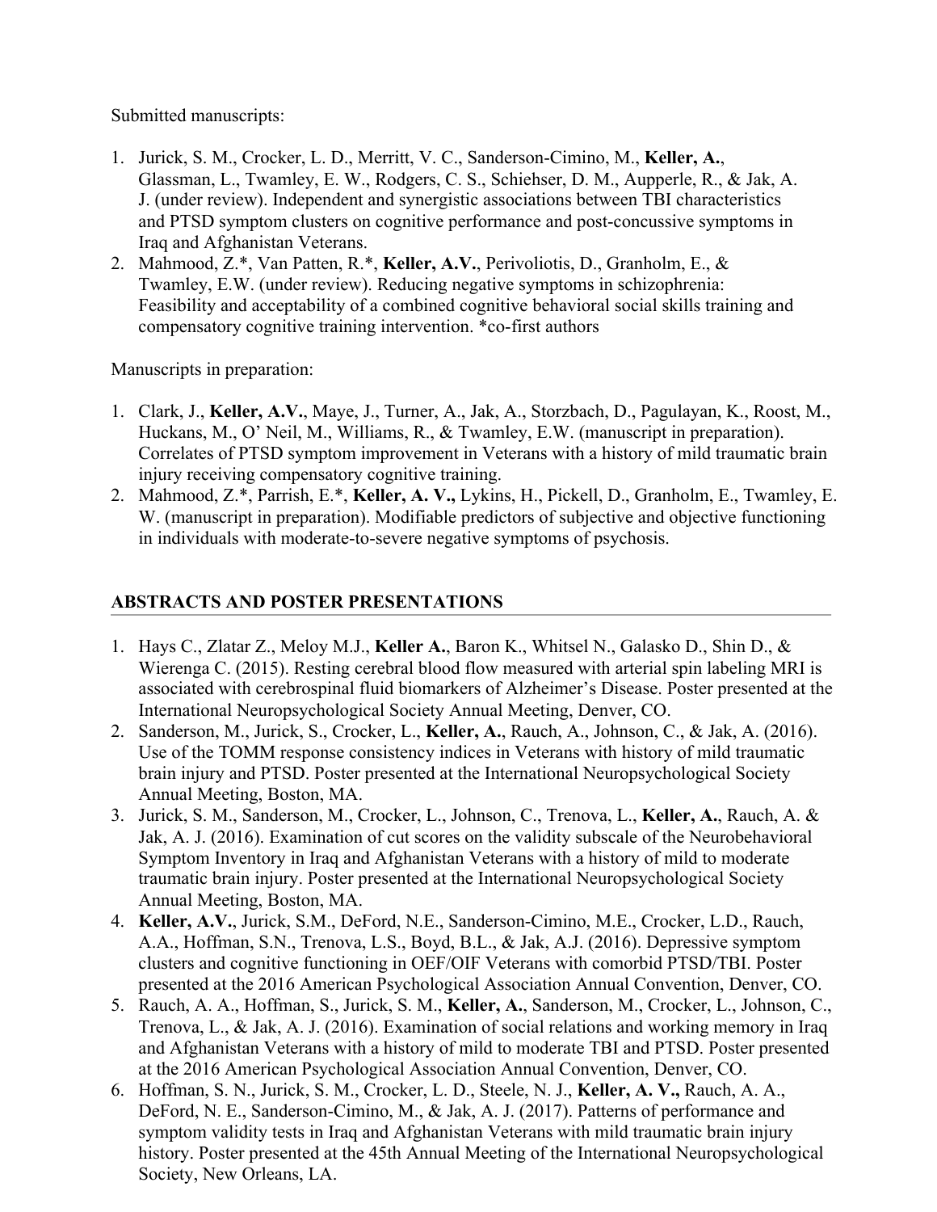Submitted manuscripts:

1. Jurick, S. M., Crocker, L. D., Merritt, V. C., Sanderson-Cimino, M., **Keller, A.**, Glassman, L., Twamley, E. W., Rodgers, C. S., Schiehser, D. M., Aupperle, R., & Jak, A. J. (under review). Independent and synergistic associations between TBI characteristics and PTSD symptom clusters on cognitive performance and post-concussive symptoms in Iraq and Afghanistan Veterans.
2. Mahmood, Z.*, Van Patten, R.*, **Keller, A.V.**, Perivoliotis, D., Granholm, E., & Twamley, E.W. (under review). Reducing negative symptoms in schizophrenia: Feasibility and acceptability of a combined cognitive behavioral social skills training and compensatory cognitive training intervention. *co-first authors

Manuscripts in preparation:

1. Clark, J., **Keller, A.V.**, Maye, J., Turner, A., Jak, A., Storzbach, D., Pagulayan, K., Roost, M., Huckans, M., O' Neil, M., Williams, R., & Twamley, E.W. (manuscript in preparation). Correlates of PTSD symptom improvement in Veterans with a history of mild traumatic brain injury receiving compensatory cognitive training.
2. Mahmood, Z.*, Parrish, E.*, **Keller, A. V.,** Lykins, H., Pickell, D., Granholm, E., Twamley, E. W. (manuscript in preparation). Modifiable predictors of subjective and objective functioning in individuals with moderate-to-severe negative symptoms of psychosis.

## ABSTRACTS AND POSTER PRESENTATIONS

1. Hays C., Zlatar Z., Meloy M.J., **Keller A.**, Baron K., Whitsel N., Galasko D., Shin D., & Wierenga C. (2015). Resting cerebral blood flow measured with arterial spin labeling MRI is associated with cerebrospinal fluid biomarkers of Alzheimer's Disease. Poster presented at the International Neuropsychological Society Annual Meeting, Denver, CO.
2. Sanderson, M., Jurick, S., Crocker, L., **Keller, A.**, Rauch, A., Johnson, C., & Jak, A. (2016). Use of the TOMM response consistency indices in Veterans with history of mild traumatic brain injury and PTSD. Poster presented at the International Neuropsychological Society Annual Meeting, Boston, MA.
3. Jurick, S. M., Sanderson, M., Crocker, L., Johnson, C., Trenova, L., **Keller, A.**, Rauch, A. & Jak, A. J. (2016). Examination of cut scores on the validity subscale of the Neurobehavioral Symptom Inventory in Iraq and Afghanistan Veterans with a history of mild to moderate traumatic brain injury. Poster presented at the International Neuropsychological Society Annual Meeting, Boston, MA.
4. **Keller, A.V.**, Jurick, S.M., DeFord, N.E., Sanderson-Cimino, M.E., Crocker, L.D., Rauch, A.A., Hoffman, S.N., Trenova, L.S., Boyd, B.L., & Jak, A.J. (2016). Depressive symptom clusters and cognitive functioning in OEF/OIF Veterans with comorbid PTSD/TBI. Poster presented at the 2016 American Psychological Association Annual Convention, Denver, CO.
5. Rauch, A. A., Hoffman, S., Jurick, S. M., **Keller, A.**, Sanderson, M., Crocker, L., Johnson, C., Trenova, L., & Jak, A. J. (2016). Examination of social relations and working memory in Iraq and Afghanistan Veterans with a history of mild to moderate TBI and PTSD. Poster presented at the 2016 American Psychological Association Annual Convention, Denver, CO.
6. Hoffman, S. N., Jurick, S. M., Crocker, L. D., Steele, N. J., **Keller, A. V.,** Rauch, A. A., DeFord, N. E., Sanderson-Cimino, M., & Jak, A. J. (2017). Patterns of performance and symptom validity tests in Iraq and Afghanistan Veterans with mild traumatic brain injury history. Poster presented at the 45th Annual Meeting of the International Neuropsychological Society, New Orleans, LA.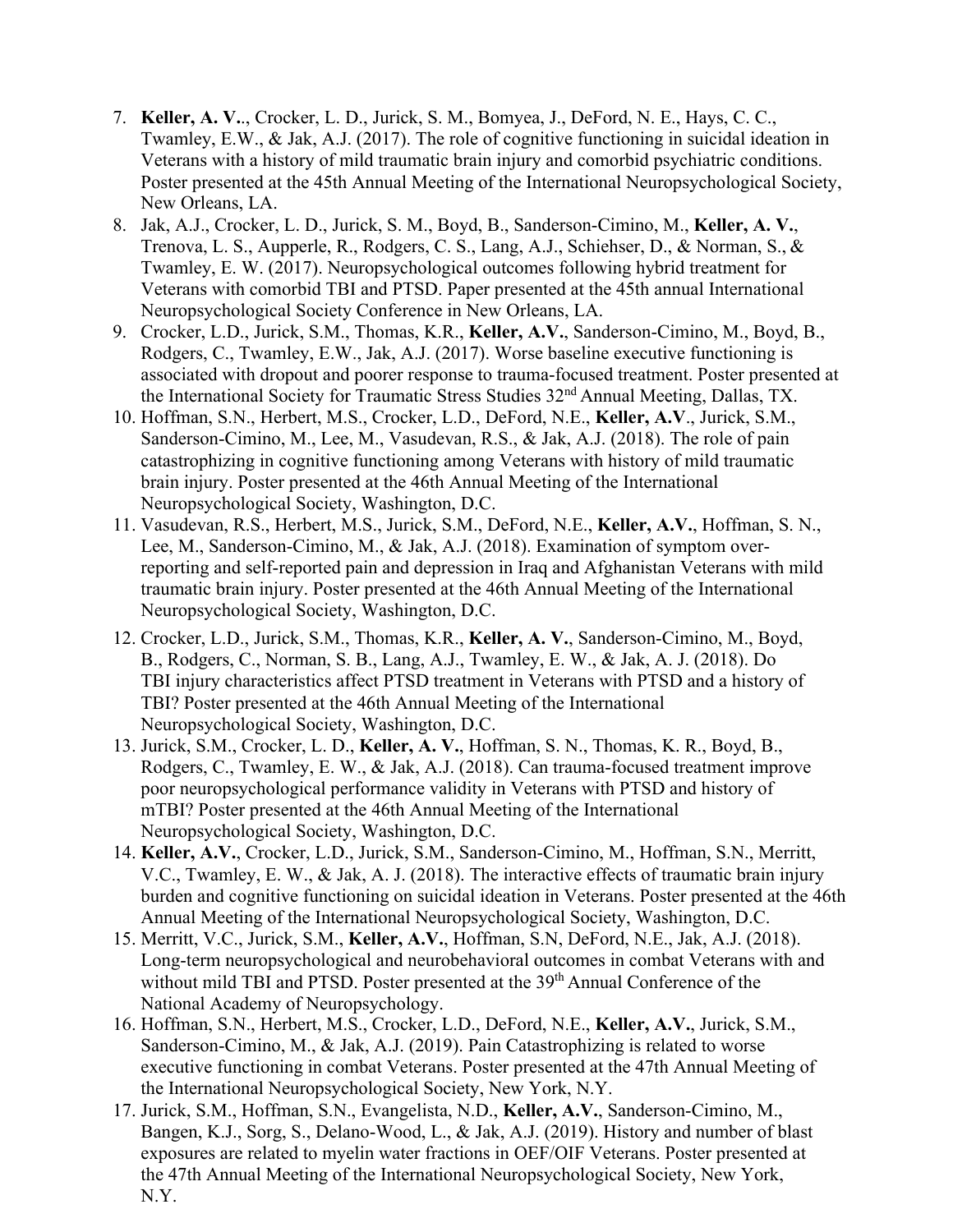7. **Keller, A. V.**., Crocker, L. D., Jurick, S. M., Bomyea, J., DeFord, N. E., Hays, C. C., Twamley, E.W., & Jak, A.J. (2017). The role of cognitive functioning in suicidal ideation in Veterans with a history of mild traumatic brain injury and comorbid psychiatric conditions. Poster presented at the 45th Annual Meeting of the International Neuropsychological Society, New Orleans, LA.
8. Jak, A.J., Crocker, L. D., Jurick, S. M., Boyd, B., Sanderson-Cimino, M., **Keller, A. V.**, Trenova, L. S., Aupperle, R., Rodgers, C. S., Lang, A.J., Schiehser, D., & Norman, S., & Twamley, E. W. (2017). Neuropsychological outcomes following hybrid treatment for Veterans with comorbid TBI and PTSD. Paper presented at the 45th annual International Neuropsychological Society Conference in New Orleans, LA.
9. Crocker, L.D., Jurick, S.M., Thomas, K.R., **Keller, A.V.**, Sanderson-Cimino, M., Boyd, B., Rodgers, C., Twamley, E.W., Jak, A.J. (2017). Worse baseline executive functioning is associated with dropout and poorer response to trauma-focused treatment. Poster presented at the International Society for Traumatic Stress Studies 32nd Annual Meeting, Dallas, TX.
10. Hoffman, S.N., Herbert, M.S., Crocker, L.D., DeFord, N.E., **Keller, A.V**., Jurick, S.M., Sanderson-Cimino, M., Lee, M., Vasudevan, R.S., & Jak, A.J. (2018). The role of pain catastrophizing in cognitive functioning among Veterans with history of mild traumatic brain injury. Poster presented at the 46th Annual Meeting of the International Neuropsychological Society, Washington, D.C.
11. Vasudevan, R.S., Herbert, M.S., Jurick, S.M., DeFord, N.E., **Keller, A.V.**, Hoffman, S. N., Lee, M., Sanderson-Cimino, M., & Jak, A.J. (2018). Examination of symptom over-reporting and self-reported pain and depression in Iraq and Afghanistan Veterans with mild traumatic brain injury. Poster presented at the 46th Annual Meeting of the International Neuropsychological Society, Washington, D.C.
12. Crocker, L.D., Jurick, S.M., Thomas, K.R., **Keller, A. V.**, Sanderson-Cimino, M., Boyd, B., Rodgers, C., Norman, S. B., Lang, A.J., Twamley, E. W., & Jak, A. J. (2018). Do TBI injury characteristics affect PTSD treatment in Veterans with PTSD and a history of TBI? Poster presented at the 46th Annual Meeting of the International Neuropsychological Society, Washington, D.C.
13. Jurick, S.M., Crocker, L. D., **Keller, A. V.**, Hoffman, S. N., Thomas, K. R., Boyd, B., Rodgers, C., Twamley, E. W., & Jak, A.J. (2018). Can trauma-focused treatment improve poor neuropsychological performance validity in Veterans with PTSD and history of mTBI? Poster presented at the 46th Annual Meeting of the International Neuropsychological Society, Washington, D.C.
14. **Keller, A.V.**, Crocker, L.D., Jurick, S.M., Sanderson-Cimino, M., Hoffman, S.N., Merritt, V.C., Twamley, E. W., & Jak, A. J. (2018). The interactive effects of traumatic brain injury burden and cognitive functioning on suicidal ideation in Veterans. Poster presented at the 46th Annual Meeting of the International Neuropsychological Society, Washington, D.C.
15. Merritt, V.C., Jurick, S.M., **Keller, A.V.**, Hoffman, S.N, DeFord, N.E., Jak, A.J. (2018). Long-term neuropsychological and neurobehavioral outcomes in combat Veterans with and without mild TBI and PTSD. Poster presented at the 39th Annual Conference of the National Academy of Neuropsychology.
16. Hoffman, S.N., Herbert, M.S., Crocker, L.D., DeFord, N.E., **Keller, A.V.**, Jurick, S.M., Sanderson-Cimino, M., & Jak, A.J. (2019). Pain Catastrophizing is related to worse executive functioning in combat Veterans. Poster presented at the 47th Annual Meeting of the International Neuropsychological Society, New York, N.Y.
17. Jurick, S.M., Hoffman, S.N., Evangelista, N.D., **Keller, A.V.**, Sanderson-Cimino, M., Bangen, K.J., Sorg, S., Delano-Wood, L., & Jak, A.J. (2019). History and number of blast exposures are related to myelin water fractions in OEF/OIF Veterans. Poster presented at the 47th Annual Meeting of the International Neuropsychological Society, New York, N.Y.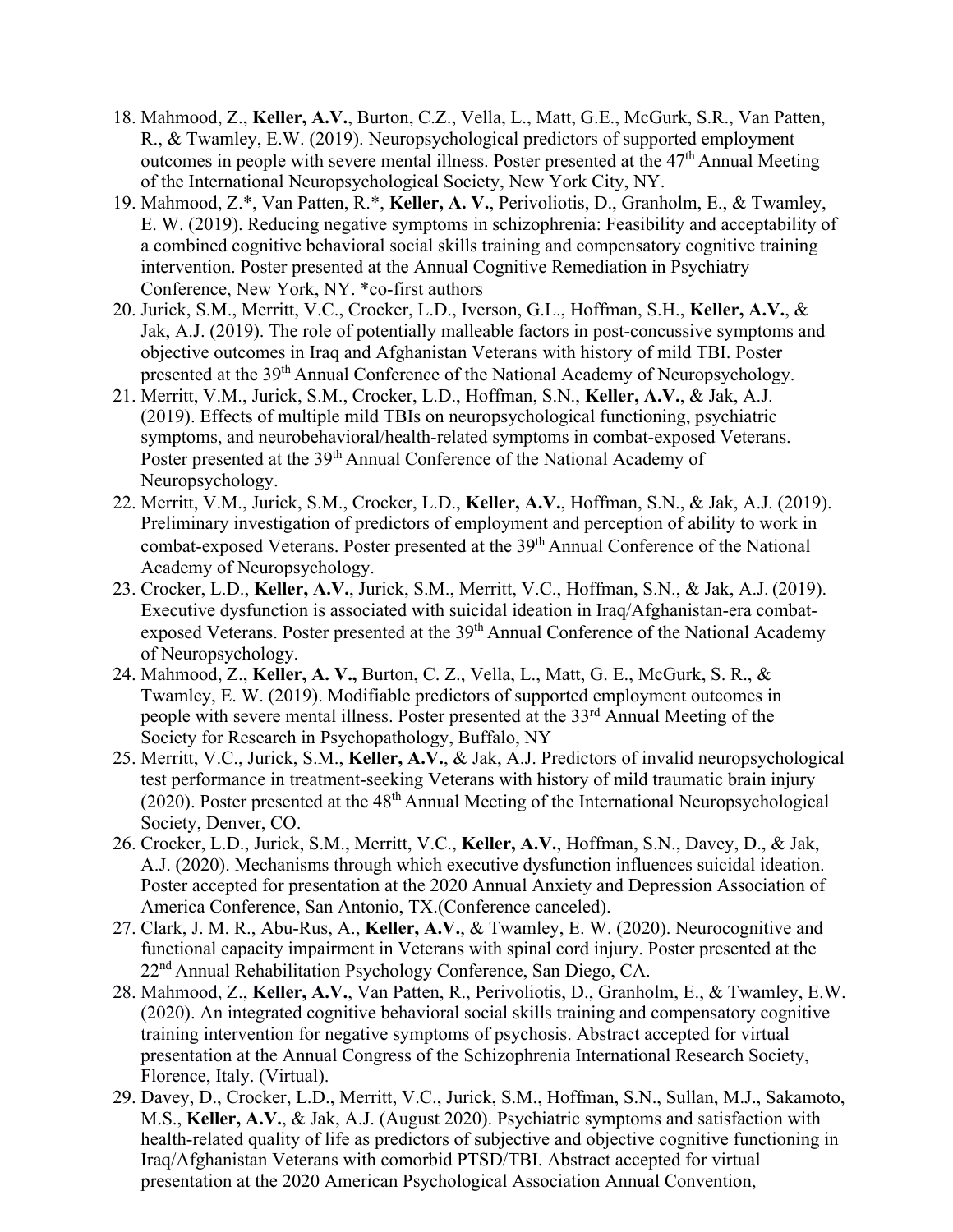18. Mahmood, Z., **Keller, A.V.**, Burton, C.Z., Vella, L., Matt, G.E., McGurk, S.R., Van Patten, R., & Twamley, E.W. (2019). Neuropsychological predictors of supported employment outcomes in people with severe mental illness. Poster presented at the 47th Annual Meeting of the International Neuropsychological Society, New York City, NY.
19. Mahmood, Z.*, Van Patten, R.*, **Keller, A. V.**, Perivoliotis, D., Granholm, E., & Twamley, E. W. (2019). Reducing negative symptoms in schizophrenia: Feasibility and acceptability of a combined cognitive behavioral social skills training and compensatory cognitive training intervention. Poster presented at the Annual Cognitive Remediation in Psychiatry Conference, New York, NY. *co-first authors
20. Jurick, S.M., Merritt, V.C., Crocker, L.D., Iverson, G.L., Hoffman, S.H., **Keller, A.V.**, & Jak, A.J. (2019). The role of potentially malleable factors in post-concussive symptoms and objective outcomes in Iraq and Afghanistan Veterans with history of mild TBI. Poster presented at the 39th Annual Conference of the National Academy of Neuropsychology.
21. Merritt, V.M., Jurick, S.M., Crocker, L.D., Hoffman, S.N., **Keller, A.V.**, & Jak, A.J. (2019). Effects of multiple mild TBIs on neuropsychological functioning, psychiatric symptoms, and neurobehavioral/health-related symptoms in combat-exposed Veterans. Poster presented at the 39th Annual Conference of the National Academy of Neuropsychology.
22. Merritt, V.M., Jurick, S.M., Crocker, L.D., **Keller, A.V.**, Hoffman, S.N., & Jak, A.J. (2019). Preliminary investigation of predictors of employment and perception of ability to work in combat-exposed Veterans. Poster presented at the 39th Annual Conference of the National Academy of Neuropsychology.
23. Crocker, L.D., **Keller, A.V.**, Jurick, S.M., Merritt, V.C., Hoffman, S.N., & Jak, A.J. (2019). Executive dysfunction is associated with suicidal ideation in Iraq/Afghanistan-era combat-exposed Veterans. Poster presented at the 39th Annual Conference of the National Academy of Neuropsychology.
24. Mahmood, Z., **Keller, A. V.,** Burton, C. Z., Vella, L., Matt, G. E., McGurk, S. R., & Twamley, E. W. (2019). Modifiable predictors of supported employment outcomes in people with severe mental illness. Poster presented at the 33rd Annual Meeting of the Society for Research in Psychopathology, Buffalo, NY
25. Merritt, V.C., Jurick, S.M., **Keller, A.V.**, & Jak, A.J. Predictors of invalid neuropsychological test performance in treatment-seeking Veterans with history of mild traumatic brain injury (2020). Poster presented at the 48th Annual Meeting of the International Neuropsychological Society, Denver, CO.
26. Crocker, L.D., Jurick, S.M., Merritt, V.C., **Keller, A.V.**, Hoffman, S.N., Davey, D., & Jak, A.J. (2020). Mechanisms through which executive dysfunction influences suicidal ideation. Poster accepted for presentation at the 2020 Annual Anxiety and Depression Association of America Conference, San Antonio, TX.(Conference canceled).
27. Clark, J. M. R., Abu-Rus, A., **Keller, A.V.**, & Twamley, E. W. (2020). Neurocognitive and functional capacity impairment in Veterans with spinal cord injury. Poster presented at the 22nd Annual Rehabilitation Psychology Conference, San Diego, CA.
28. Mahmood, Z., **Keller, A.V.**, Van Patten, R., Perivoliotis, D., Granholm, E., & Twamley, E.W. (2020). An integrated cognitive behavioral social skills training and compensatory cognitive training intervention for negative symptoms of psychosis. Abstract accepted for virtual presentation at the Annual Congress of the Schizophrenia International Research Society, Florence, Italy. (Virtual).
29. Davey, D., Crocker, L.D., Merritt, V.C., Jurick, S.M., Hoffman, S.N., Sullan, M.J., Sakamoto, M.S., **Keller, A.V.**, & Jak, A.J. (August 2020). Psychiatric symptoms and satisfaction with health-related quality of life as predictors of subjective and objective cognitive functioning in Iraq/Afghanistan Veterans with comorbid PTSD/TBI. Abstract accepted for virtual presentation at the 2020 American Psychological Association Annual Convention,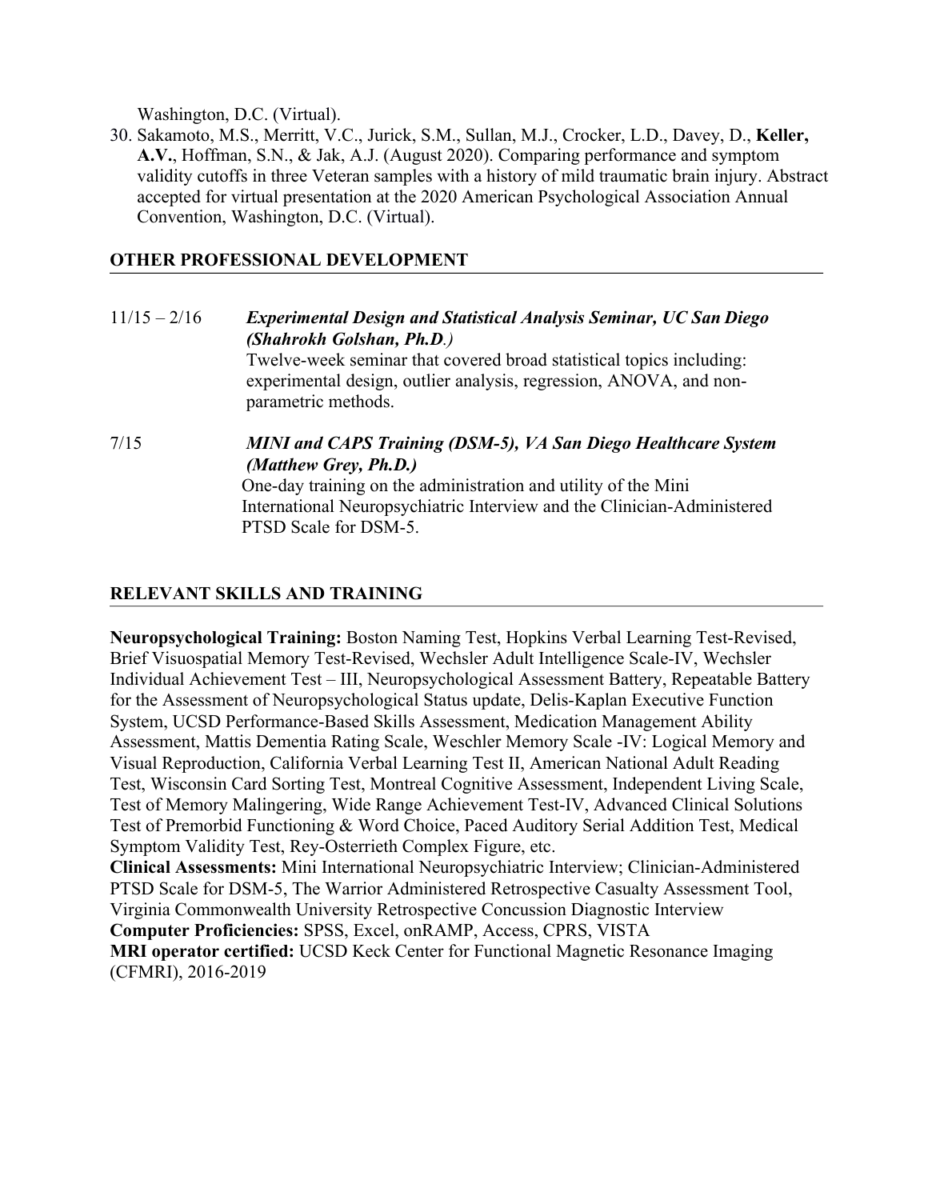Washington, D.C. (Virtual).

30. Sakamoto, M.S., Merritt, V.C., Jurick, S.M., Sullan, M.J., Crocker, L.D., Davey, D., **Keller, A.V.**, Hoffman, S.N., & Jak, A.J. (August 2020). Comparing performance and symptom validity cutoffs in three Veteran samples with a history of mild traumatic brain injury. Abstract accepted for virtual presentation at the 2020 American Psychological Association Annual Convention, Washington, D.C. (Virtual).

## OTHER PROFESSIONAL DEVELOPMENT

11/15 – 2/16 ***Experimental Design and Statistical Analysis Seminar, UC San Diego (Shahrokh Golshan, Ph.D.)***
Twelve-week seminar that covered broad statistical topics including: experimental design, outlier analysis, regression, ANOVA, and non-parametric methods.

7/15 ***MINI and CAPS Training (DSM-5), VA San Diego Healthcare System (Matthew Grey, Ph.D.)***
One-day training on the administration and utility of the Mini International Neuropsychiatric Interview and the Clinician-Administered PTSD Scale for DSM-5.

## RELEVANT SKILLS AND TRAINING

**Neuropsychological Training:** Boston Naming Test, Hopkins Verbal Learning Test-Revised, Brief Visuospatial Memory Test-Revised, Wechsler Adult Intelligence Scale-IV, Wechsler Individual Achievement Test – III, Neuropsychological Assessment Battery, Repeatable Battery for the Assessment of Neuropsychological Status update, Delis-Kaplan Executive Function System, UCSD Performance-Based Skills Assessment, Medication Management Ability Assessment, Mattis Dementia Rating Scale, Weschler Memory Scale -IV: Logical Memory and Visual Reproduction, California Verbal Learning Test II, American National Adult Reading Test, Wisconsin Card Sorting Test, Montreal Cognitive Assessment, Independent Living Scale, Test of Memory Malingering, Wide Range Achievement Test-IV, Advanced Clinical Solutions Test of Premorbid Functioning & Word Choice, Paced Auditory Serial Addition Test, Medical Symptom Validity Test, Rey-Osterrieth Complex Figure, etc.
**Clinical Assessments:** Mini International Neuropsychiatric Interview; Clinician-Administered PTSD Scale for DSM-5, The Warrior Administered Retrospective Casualty Assessment Tool, Virginia Commonwealth University Retrospective Concussion Diagnostic Interview
**Computer Proficiencies:** SPSS, Excel, onRAMP, Access, CPRS, VISTA
**MRI operator certified:** UCSD Keck Center for Functional Magnetic Resonance Imaging (CFMRI), 2016-2019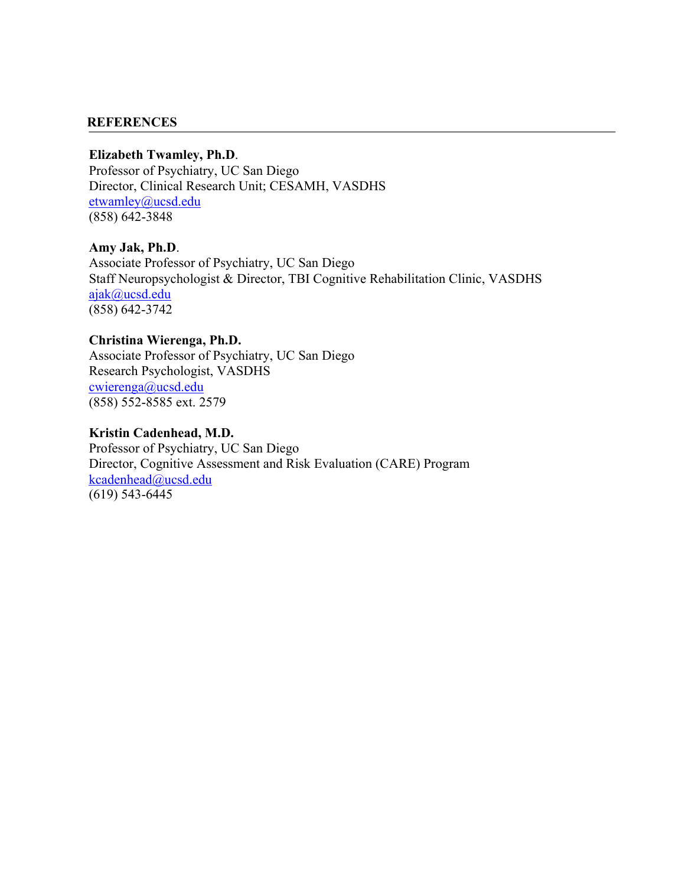## REFERENCES

**Elizabeth Twamley, Ph.D.**
Professor of Psychiatry, UC San Diego
Director, Clinical Research Unit; CESAMH, VASDHS
etwamley@ucsd.edu
(858) 642-3848

**Amy Jak, Ph.D.**
Associate Professor of Psychiatry, UC San Diego
Staff Neuropsychologist & Director, TBI Cognitive Rehabilitation Clinic, VASDHS
ajak@ucsd.edu
(858) 642-3742

**Christina Wierenga, Ph.D.**
Associate Professor of Psychiatry, UC San Diego
Research Psychologist, VASDHS
cwierenga@ucsd.edu
(858) 552-8585 ext. 2579

**Kristin Cadenhead, M.D.**
Professor of Psychiatry, UC San Diego
Director, Cognitive Assessment and Risk Evaluation (CARE) Program
kcadenhead@ucsd.edu
(619) 543-6445